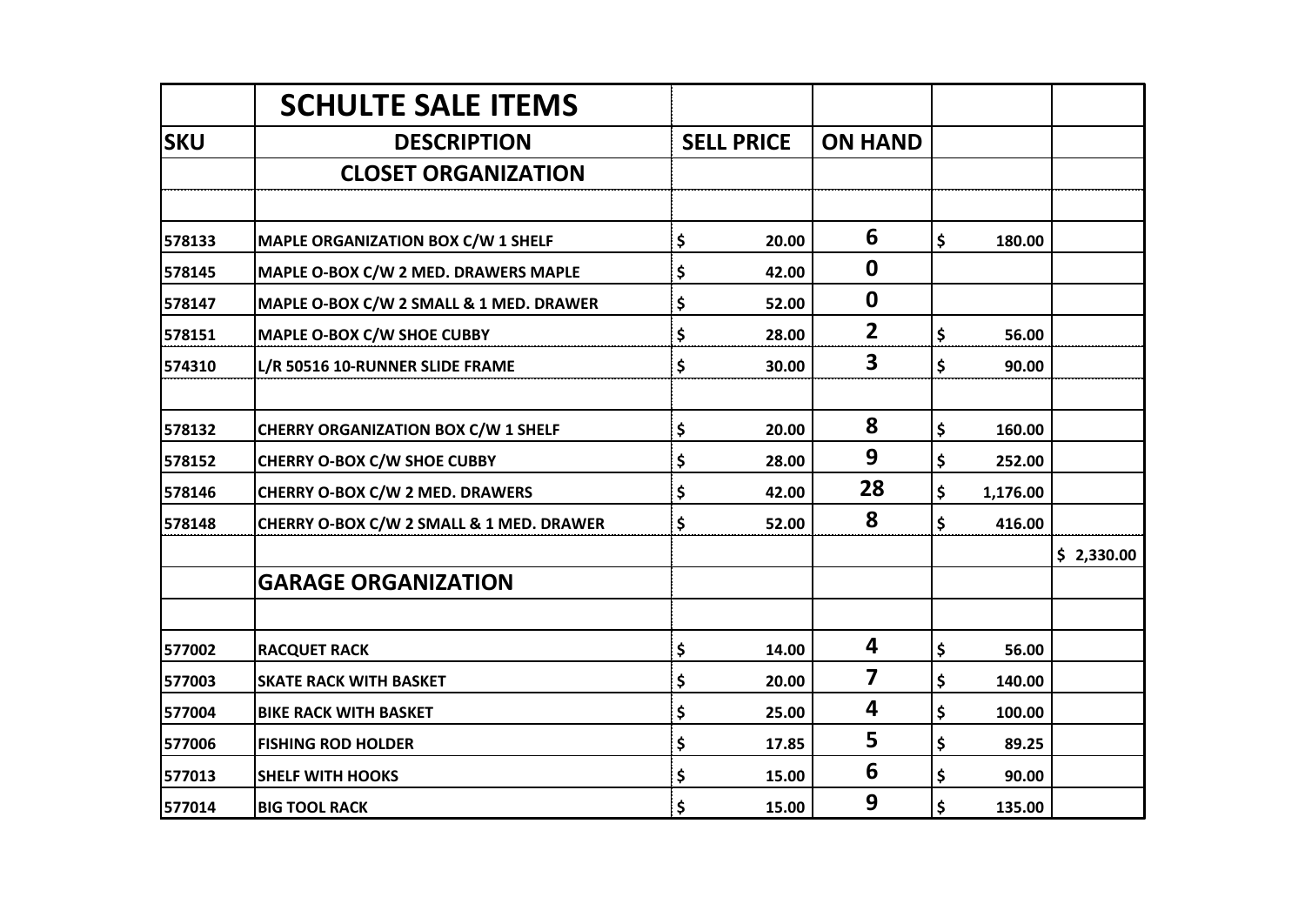| | SCHULTE SALE ITEMS | | | | |
|---|---|---|---|---|---|
| SKU | DESCRIPTION | SELL PRICE | ON HAND | | |
| | CLOSET ORGANIZATION | | | | |
| | | | | | |
| 578133 | MAPLE ORGANIZATION BOX C/W 1 SHELF | $ 20.00 | 6 | $ 180.00 | |
| 578145 | MAPLE O-BOX C/W 2 MED. DRAWERS MAPLE | $ 42.00 | 0 | | |
| 578147 | MAPLE O-BOX C/W 2 SMALL & 1 MED. DRAWER | $ 52.00 | 0 | | |
| 578151 | MAPLE O-BOX C/W SHOE CUBBY | $ 28.00 | 2 | $ 56.00 | |
| 574310 | L/R 50516 10-RUNNER SLIDE FRAME | $ 30.00 | 3 | $ 90.00 | |
| | | | | | |
| 578132 | CHERRY ORGANIZATION BOX C/W 1 SHELF | $ 20.00 | 8 | $ 160.00 | |
| 578152 | CHERRY O-BOX C/W SHOE CUBBY | $ 28.00 | 9 | $ 252.00 | |
| 578146 | CHERRY O-BOX C/W 2 MED. DRAWERS | $ 42.00 | 28 | $ 1,176.00 | |
| 578148 | CHERRY O-BOX C/W 2 SMALL & 1 MED. DRAWER | $ 52.00 | 8 | $ 416.00 | |
| | | | | | $ 2,330.00 |
| | GARAGE ORGANIZATION | | | | |
| | | | | | |
| 577002 | RACQUET RACK | $ 14.00 | 4 | $ 56.00 | |
| 577003 | SKATE RACK WITH BASKET | $ 20.00 | 7 | $ 140.00 | |
| 577004 | BIKE RACK WITH BASKET | $ 25.00 | 4 | $ 100.00 | |
| 577006 | FISHING ROD HOLDER | $ 17.85 | 5 | $ 89.25 | |
| 577013 | SHELF WITH HOOKS | $ 15.00 | 6 | $ 90.00 | |
| 577014 | BIG TOOL RACK | $ 15.00 | 9 | $ 135.00 | |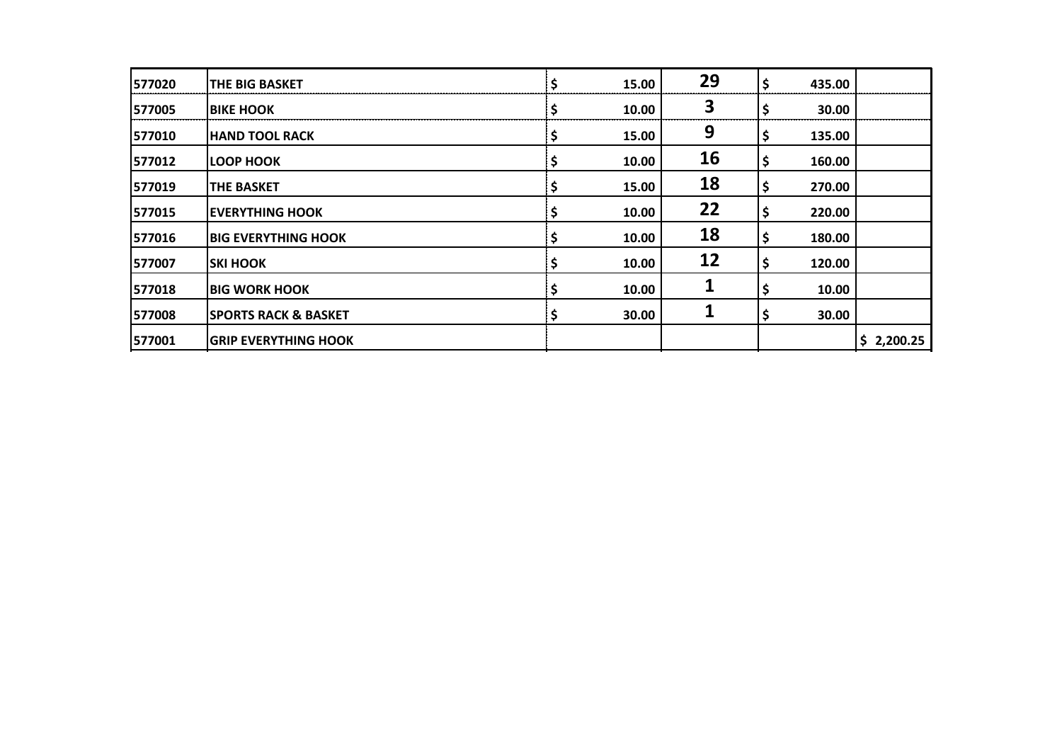| | | | | | |
|---|---|---|---|---|---|
| 577020 | THE BIG BASKET | $ 15.00 | 29 | $ 435.00 | |
| 577005 | BIKE HOOK | $ 10.00 | 3 | $ 30.00 | |
| 577010 | HAND TOOL RACK | $ 15.00 | 9 | $ 135.00 | |
| 577012 | LOOP HOOK | $ 10.00 | 16 | $ 160.00 | |
| 577019 | THE BASKET | $ 15.00 | 18 | $ 270.00 | |
| 577015 | EVERYTHING HOOK | $ 10.00 | 22 | $ 220.00 | |
| 577016 | BIG EVERYTHING HOOK | $ 10.00 | 18 | $ 180.00 | |
| 577007 | SKI HOOK | $ 10.00 | 12 | $ 120.00 | |
| 577018 | BIG WORK HOOK | $ 10.00 | 1 | $ 10.00 | |
| 577008 | SPORTS RACK & BASKET | $ 30.00 | 1 | $ 30.00 | |
| 577001 | GRIP EVERYTHING HOOK | | | | $ 2,200.25 |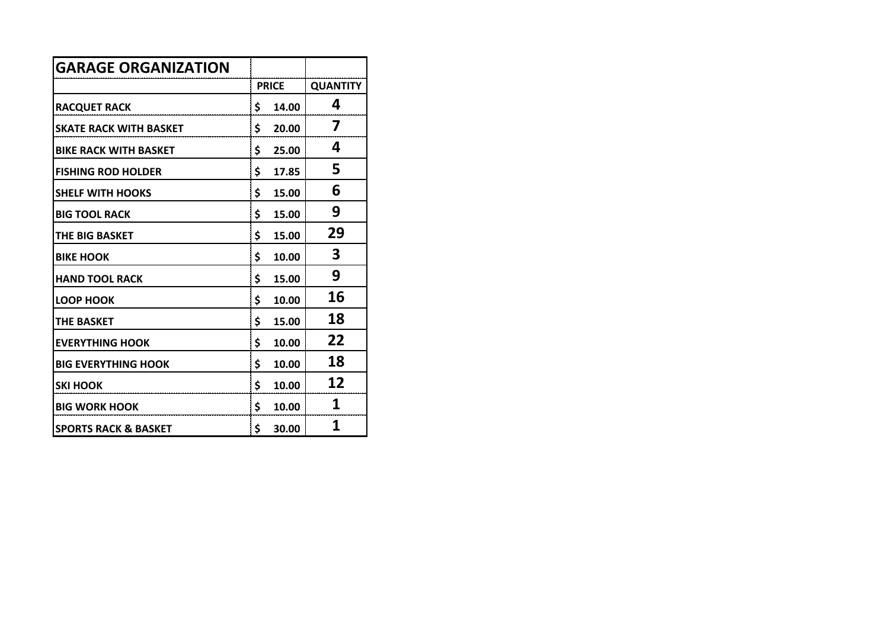| GARAGE ORGANIZATION | | |
|---|---|---|
| | PRICE | QUANTITY |
| RACQUET RACK | $ 14.00 | 4 |
| SKATE RACK WITH BASKET | $ 20.00 | 7 |
| BIKE RACK WITH BASKET | $ 25.00 | 4 |
| FISHING ROD HOLDER | $ 17.85 | 5 |
| SHELF WITH HOOKS | $ 15.00 | 6 |
| BIG TOOL RACK | $ 15.00 | 9 |
| THE BIG BASKET | $ 15.00 | 29 |
| BIKE HOOK | $ 10.00 | 3 |
| HAND TOOL RACK | $ 15.00 | 9 |
| LOOP HOOK | $ 10.00 | 16 |
| THE BASKET | $ 15.00 | 18 |
| EVERYTHING HOOK | $ 10.00 | 22 |
| BIG EVERYTHING HOOK | $ 10.00 | 18 |
| SKI HOOK | $ 10.00 | 12 |
| BIG WORK HOOK | $ 10.00 | 1 |
| SPORTS RACK & BASKET | $ 30.00 | 1 |